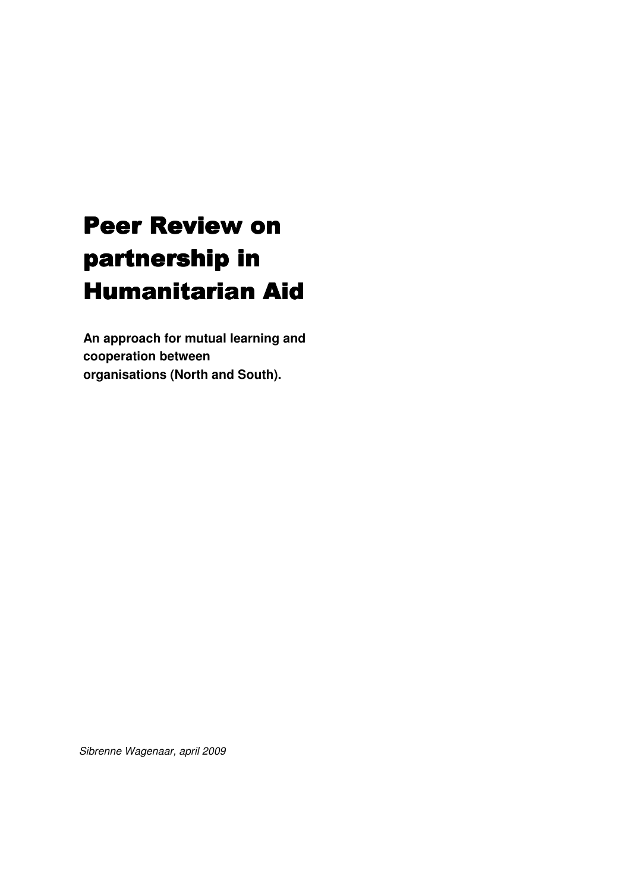# Peer Review on partnership in Humanitarian Aid

**An approach for mutual learning and cooperation between organisations (North and South).**

*Sibrenne Wagenaar, april 2009*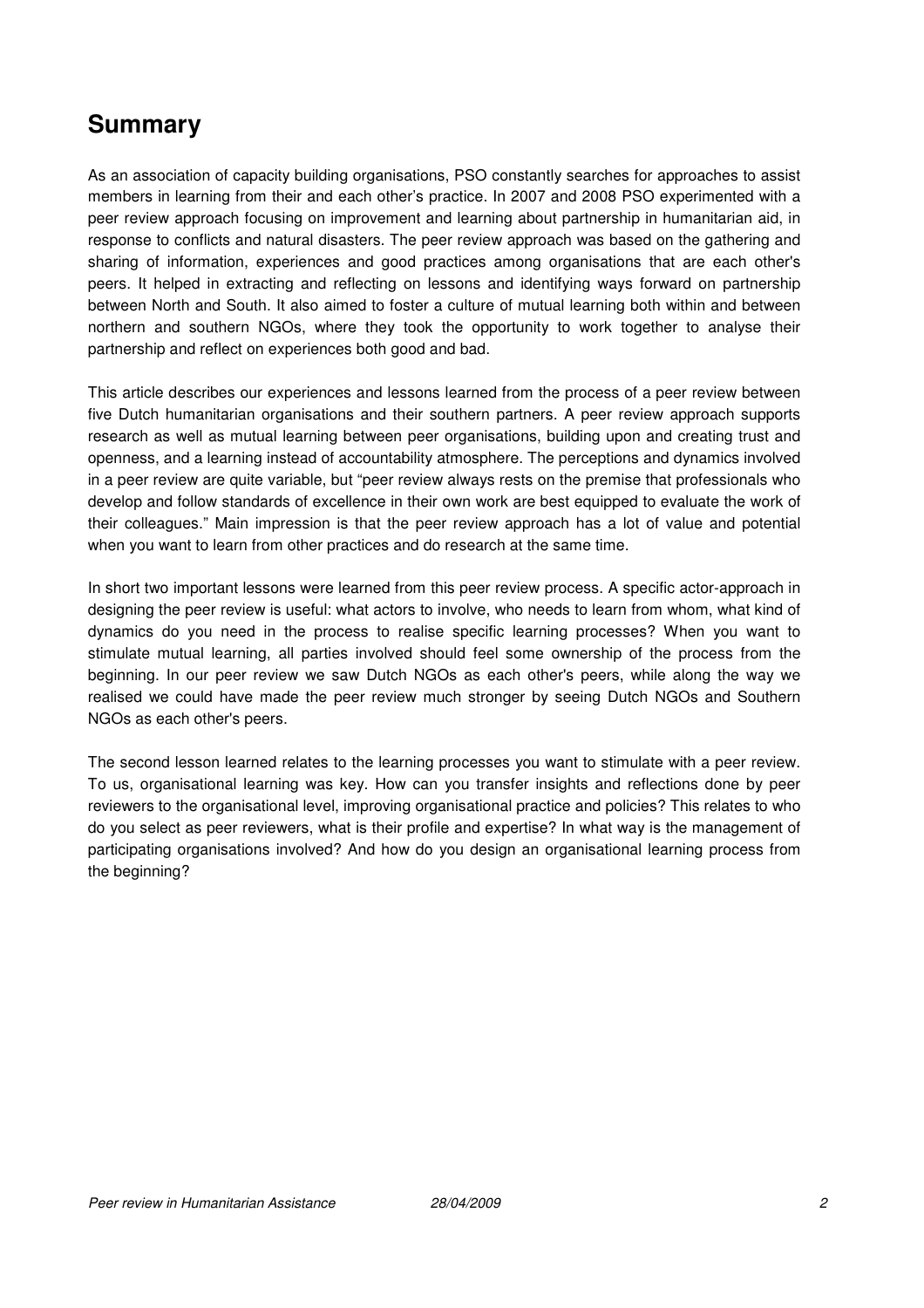# Summary

As an association of capacity building organisations, PSO constantly searches for approaches to assist members in learning from their and each other's practice. In 2007 and 2008 PSO experimented with a peer review approach focusing on improvement and learning about partnership in humanitarian aid, in response to conflicts and natural disasters. The peer review approach was based on the gathering and sharing of information, experiences and good practices among organisations that are each other's peers. It helped in extracting and reflecting on lessons and identifying ways forward on partnership between North and South. It also aimed to foster a culture of mutual learning both within and between northern and southern NGOs, where they took the opportunity to work together to analyse their partnership and reflect on experiences both good and bad.

This article describes our experiences and lessons learned from the process of a peer review between five Dutch humanitarian organisations and their southern partners. A peer review approach supports research as well as mutual learning between peer organisations, building upon and creating trust and openness, and a learning instead of accountability atmosphere. The perceptions and dynamics involved in a peer review are quite variable, but "peer review always rests on the premise that professionals who develop and follow standards of excellence in their own work are best equipped to evaluate the work of their colleagues." Main impression is that the peer review approach has a lot of value and potential when you want to learn from other practices and do research at the same time.

In short two important lessons were learned from this peer review process. A specific actor-approach in designing the peer review is useful: what actors to involve, who needs to learn from whom, what kind of dynamics do you need in the process to realise specific learning processes? When you want to stimulate mutual learning, all parties involved should feel some ownership of the process from the beginning. In our peer review we saw Dutch NGOs as each other's peers, while along the way we realised we could have made the peer review much stronger by seeing Dutch NGOs and Southern NGOs as each other's peers.

The second lesson learned relates to the learning processes you want to stimulate with a peer review. To us, organisational learning was key. How can you transfer insights and reflections done by peer reviewers to the organisational level, improving organisational practice and policies? This relates to who do you select as peer reviewers, what is their profile and expertise? In what way is the management of participating organisations involved? And how do you design an organisational learning process from the beginning?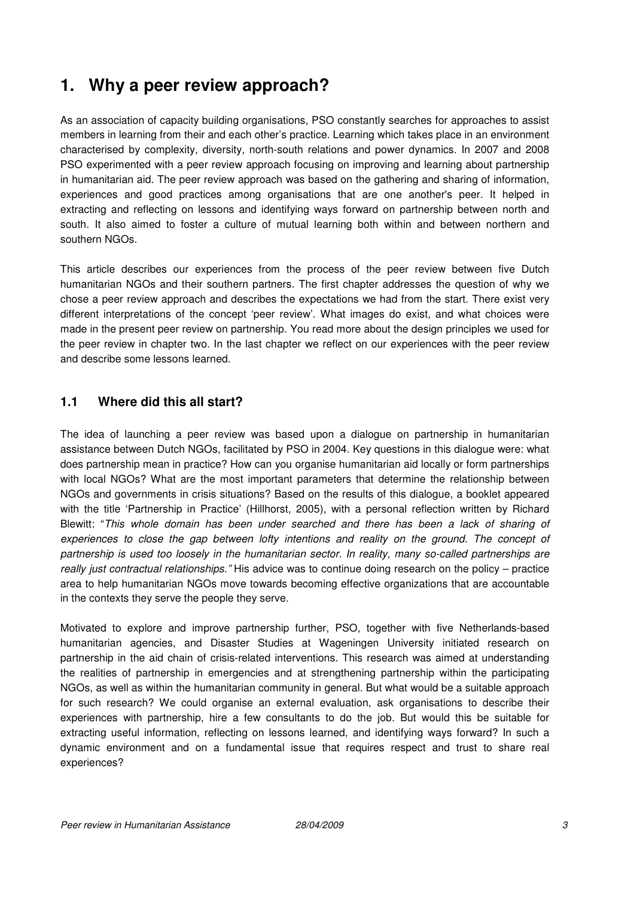# 1. Why a peer review approach?

As an association of capacity building organisations, PSO constantly searches for approaches to assist members in learning from their and each other's practice. Learning which takes place in an environment characterised by complexity, diversity, north-south relations and power dynamics. In 2007 and 2008 PSO experimented with a peer review approach focusing on improving and learning about partnership in humanitarian aid. The peer review approach was based on the gathering and sharing of information, experiences and good practices among organisations that are one another's peer. It helped in extracting and reflecting on lessons and identifying ways forward on partnership between north and south. It also aimed to foster a culture of mutual learning both within and between northern and southern NGOs.

This article describes our experiences from the process of the peer review between five Dutch humanitarian NGOs and their southern partners. The first chapter addresses the question of why we chose a peer review approach and describes the expectations we had from the start. There exist very different interpretations of the concept 'peer review'. What images do exist, and what choices were made in the present peer review on partnership. You read more about the design principles we used for the peer review in chapter two. In the last chapter we reflect on our experiences with the peer review and describe some lessons learned.

## 1.1 Where did this all start?

The idea of launching a peer review was based upon a dialogue on partnership in humanitarian assistance between Dutch NGOs, facilitated by PSO in 2004. Key questions in this dialogue were: what does partnership mean in practice? How can you organise humanitarian aid locally or form partnerships with local NGOs? What are the most important parameters that determine the relationship between NGOs and governments in crisis situations? Based on the results of this dialogue, a booklet appeared with the title 'Partnership in Practice' (Hillhorst, 2005), with a personal reflection written by Richard Blewitt: "*This whole domain has been under searched and there has been a lack of sharing of experiences to close the gap between lofty intentions and reality on the ground. The concept of partnership is used too loosely in the humanitarian sector. In reality, many so-called partnerships are really just contractual relationships.*" His advice was to continue doing research on the policy – practice area to help humanitarian NGOs move towards becoming effective organizations that are accountable in the contexts they serve the people they serve.

Motivated to explore and improve partnership further, PSO, together with five Netherlands-based humanitarian agencies, and Disaster Studies at Wageningen University initiated research on partnership in the aid chain of crisis-related interventions. This research was aimed at understanding the realities of partnership in emergencies and at strengthening partnership within the participating NGOs, as well as within the humanitarian community in general. But what would be a suitable approach for such research? We could organise an external evaluation, ask organisations to describe their experiences with partnership, hire a few consultants to do the job. But would this be suitable for extracting useful information, reflecting on lessons learned, and identifying ways forward? In such a dynamic environment and on a fundamental issue that requires respect and trust to share real experiences?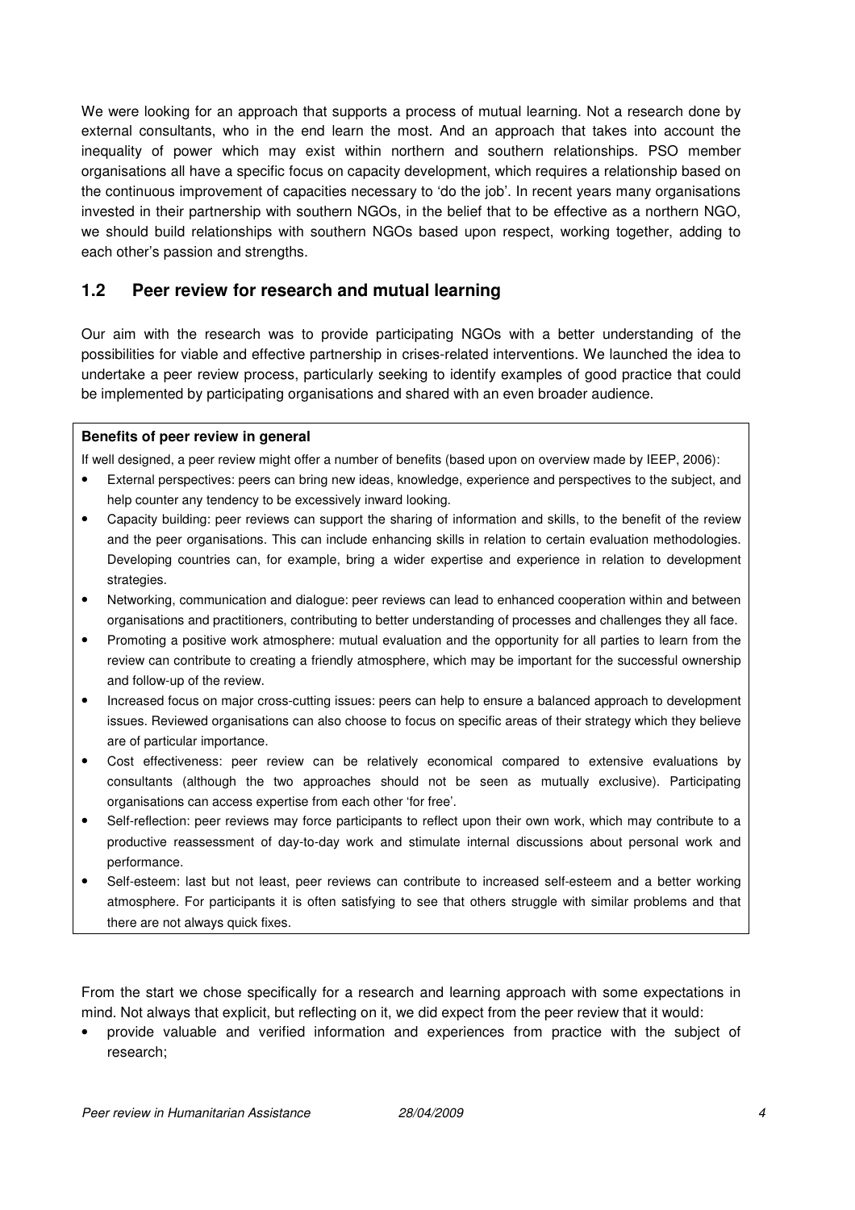We were looking for an approach that supports a process of mutual learning. Not a research done by external consultants, who in the end learn the most. And an approach that takes into account the inequality of power which may exist within northern and southern relationships. PSO member organisations all have a specific focus on capacity development, which requires a relationship based on the continuous improvement of capacities necessary to 'do the job'. In recent years many organisations invested in their partnership with southern NGOs, in the belief that to be effective as a northern NGO, we should build relationships with southern NGOs based upon respect, working together, adding to each other's passion and strengths.

## 1.2 Peer review for research and mutual learning

Our aim with the research was to provide participating NGOs with a better understanding of the possibilities for viable and effective partnership in crises-related interventions. We launched the idea to undertake a peer review process, particularly seeking to identify examples of good practice that could be implemented by participating organisations and shared with an even broader audience.

**Benefits of peer review in general**

If well designed, a peer review might offer a number of benefits (based upon on overview made by IEEP, 2006):

- External perspectives: peers can bring new ideas, knowledge, experience and perspectives to the subject, and help counter any tendency to be excessively inward looking.
- Capacity building: peer reviews can support the sharing of information and skills, to the benefit of the review and the peer organisations. This can include enhancing skills in relation to certain evaluation methodologies. Developing countries can, for example, bring a wider expertise and experience in relation to development strategies.
- Networking, communication and dialogue: peer reviews can lead to enhanced cooperation within and between organisations and practitioners, contributing to better understanding of processes and challenges they all face.
- Promoting a positive work atmosphere: mutual evaluation and the opportunity for all parties to learn from the review can contribute to creating a friendly atmosphere, which may be important for the successful ownership and follow-up of the review.
- Increased focus on major cross-cutting issues: peers can help to ensure a balanced approach to development issues. Reviewed organisations can also choose to focus on specific areas of their strategy which they believe are of particular importance.
- Cost effectiveness: peer review can be relatively economical compared to extensive evaluations by consultants (although the two approaches should not be seen as mutually exclusive). Participating organisations can access expertise from each other 'for free'.
- Self-reflection: peer reviews may force participants to reflect upon their own work, which may contribute to a productive reassessment of day-to-day work and stimulate internal discussions about personal work and performance.
- Self-esteem: last but not least, peer reviews can contribute to increased self-esteem and a better working atmosphere. For participants it is often satisfying to see that others struggle with similar problems and that there are not always quick fixes.

From the start we chose specifically for a research and learning approach with some expectations in mind. Not always that explicit, but reflecting on it, we did expect from the peer review that it would:

- provide valuable and verified information and experiences from practice with the subject of research;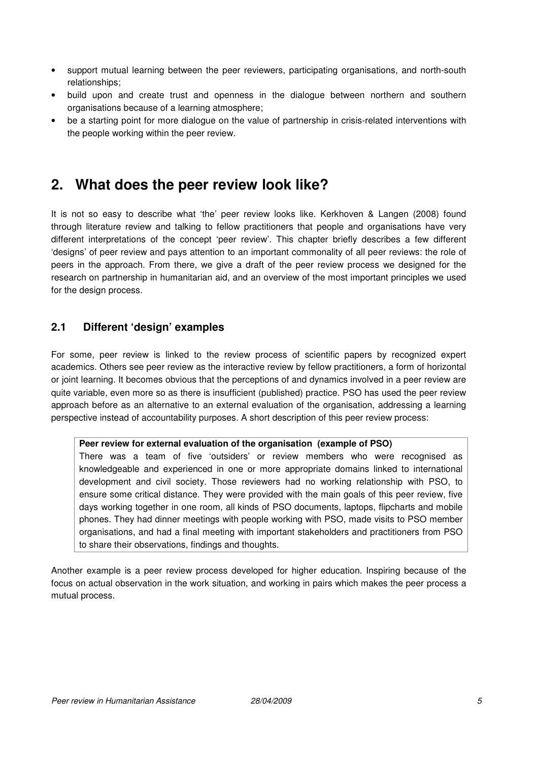- support mutual learning between the peer reviewers, participating organisations, and north-south relationships;
- build upon and create trust and openness in the dialogue between northern and southern organisations because of a learning atmosphere;
- be a starting point for more dialogue on the value of partnership in crisis-related interventions with the people working within the peer review.

# 2. What does the peer review look like?

It is not so easy to describe what 'the' peer review looks like. Kerkhoven & Langen (2008) found through literature review and talking to fellow practitioners that people and organisations have very different interpretations of the concept 'peer review'. This chapter briefly describes a few different 'designs' of peer review and pays attention to an important commonality of all peer reviews: the role of peers in the approach. From there, we give a draft of the peer review process we designed for the research on partnership in humanitarian aid, and an overview of the most important principles we used for the design process.

## 2.1 Different 'design' examples

For some, peer review is linked to the review process of scientific papers by recognized expert academics. Others see peer review as the interactive review by fellow practitioners, a form of horizontal or joint learning. It becomes obvious that the perceptions of and dynamics involved in a peer review are quite variable, even more so as there is insufficient (published) practice. PSO has used the peer review approach before as an alternative to an external evaluation of the organisation, addressing a learning perspective instead of accountability purposes. A short description of this peer review process:

**Peer review for external evaluation of the organisation (example of PSO)**

There was a team of five 'outsiders' or review members who were recognised as knowledgeable and experienced in one or more appropriate domains linked to international development and civil society. Those reviewers had no working relationship with PSO, to ensure some critical distance. They were provided with the main goals of this peer review, five days working together in one room, all kinds of PSO documents, laptops, flipcharts and mobile phones. They had dinner meetings with people working with PSO, made visits to PSO member organisations, and had a final meeting with important stakeholders and practitioners from PSO to share their observations, findings and thoughts.

Another example is a peer review process developed for higher education. Inspiring because of the focus on actual observation in the work situation, and working in pairs which makes the peer process a mutual process.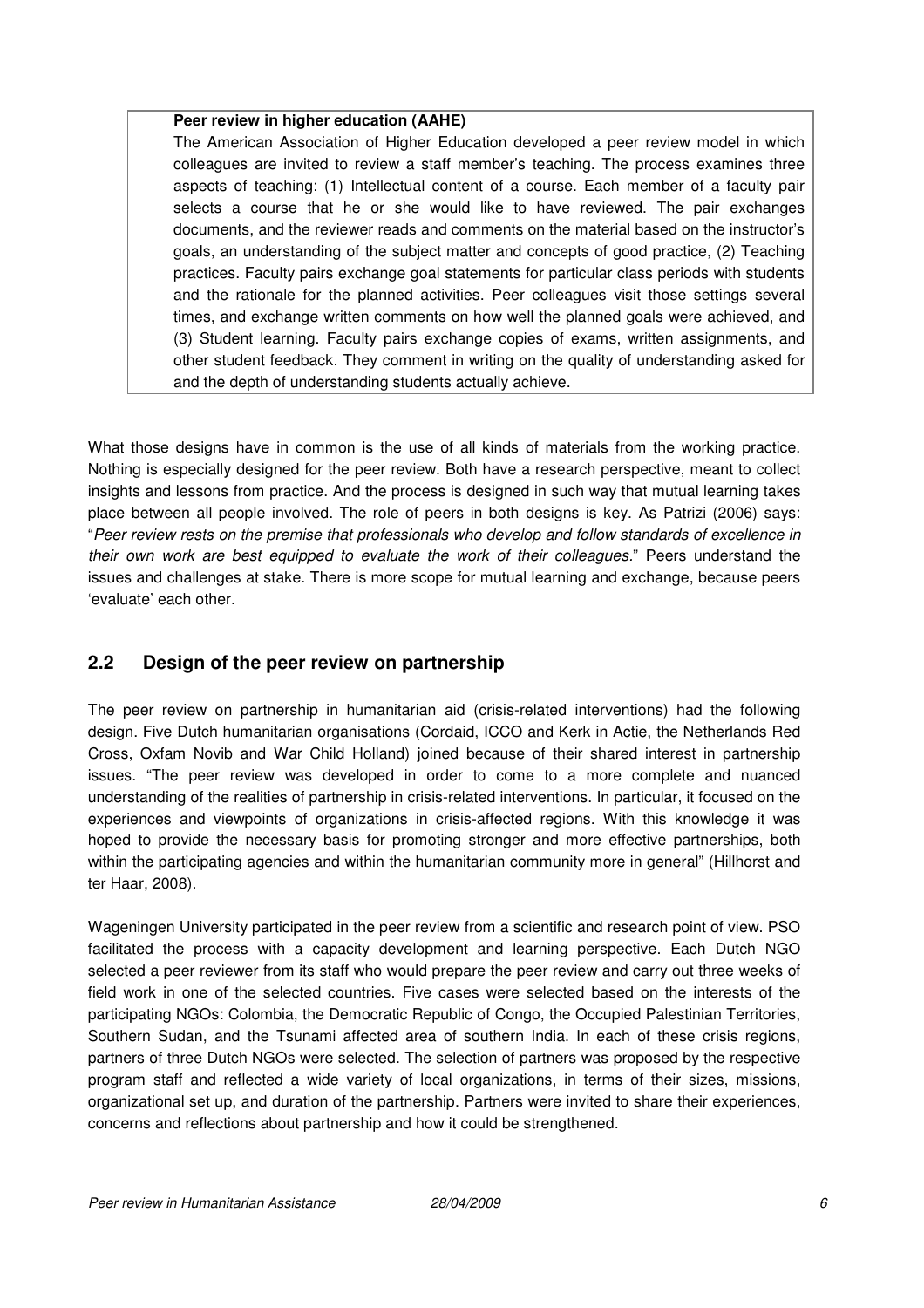> **Peer review in higher education (AAHE)**
>
> The American Association of Higher Education developed a peer review model in which colleagues are invited to review a staff member's teaching. The process examines three aspects of teaching: (1) Intellectual content of a course. Each member of a faculty pair selects a course that he or she would like to have reviewed. The pair exchanges documents, and the reviewer reads and comments on the material based on the instructor's goals, an understanding of the subject matter and concepts of good practice, (2) Teaching practices. Faculty pairs exchange goal statements for particular class periods with students and the rationale for the planned activities. Peer colleagues visit those settings several times, and exchange written comments on how well the planned goals were achieved, and (3) Student learning. Faculty pairs exchange copies of exams, written assignments, and other student feedback. They comment in writing on the quality of understanding asked for and the depth of understanding students actually achieve.

What those designs have in common is the use of all kinds of materials from the working practice. Nothing is especially designed for the peer review. Both have a research perspective, meant to collect insights and lessons from practice. And the process is designed in such way that mutual learning takes place between all people involved. The role of peers in both designs is key. As Patrizi (2006) says: "*Peer review rests on the premise that professionals who develop and follow standards of excellence in their own work are best equipped to evaluate the work of their colleagues.*" Peers understand the issues and challenges at stake. There is more scope for mutual learning and exchange, because peers 'evaluate' each other.

## 2.2 Design of the peer review on partnership

The peer review on partnership in humanitarian aid (crisis-related interventions) had the following design. Five Dutch humanitarian organisations (Cordaid, ICCO and Kerk in Actie, the Netherlands Red Cross, Oxfam Novib and War Child Holland) joined because of their shared interest in partnership issues. "The peer review was developed in order to come to a more complete and nuanced understanding of the realities of partnership in crisis-related interventions. In particular, it focused on the experiences and viewpoints of organizations in crisis-affected regions. With this knowledge it was hoped to provide the necessary basis for promoting stronger and more effective partnerships, both within the participating agencies and within the humanitarian community more in general" (Hillhorst and ter Haar, 2008).

Wageningen University participated in the peer review from a scientific and research point of view. PSO facilitated the process with a capacity development and learning perspective. Each Dutch NGO selected a peer reviewer from its staff who would prepare the peer review and carry out three weeks of field work in one of the selected countries. Five cases were selected based on the interests of the participating NGOs: Colombia, the Democratic Republic of Congo, the Occupied Palestinian Territories, Southern Sudan, and the Tsunami affected area of southern India. In each of these crisis regions, partners of three Dutch NGOs were selected. The selection of partners was proposed by the respective program staff and reflected a wide variety of local organizations, in terms of their sizes, missions, organizational set up, and duration of the partnership. Partners were invited to share their experiences, concerns and reflections about partnership and how it could be strengthened.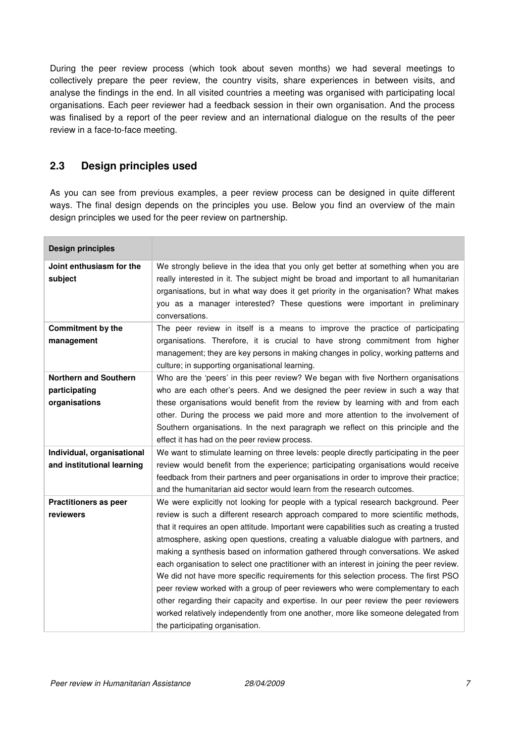During the peer review process (which took about seven months) we had several meetings to collectively prepare the peer review, the country visits, share experiences in between visits, and analyse the findings in the end. In all visited countries a meeting was organised with participating local organisations. Each peer reviewer had a feedback session in their own organisation. And the process was finalised by a report of the peer review and an international dialogue on the results of the peer review in a face-to-face meeting.

## 2.3 Design principles used

As you can see from previous examples, a peer review process can be designed in quite different ways. The final design depends on the principles you use. Below you find an overview of the main design principles we used for the peer review on partnership.

| **Design principles** | |
|---|---|
| **Joint enthusiasm for the subject** | We strongly believe in the idea that you only get better at something when you are really interested in it. The subject might be broad and important to all humanitarian organisations, but in what way does it get priority in the organisation? What makes you as a manager interested? These questions were important in preliminary conversations. |
| **Commitment by the management** | The peer review in itself is a means to improve the practice of participating organisations. Therefore, it is crucial to have strong commitment from higher management; they are key persons in making changes in policy, working patterns and culture; in supporting organisational learning. |
| **Northern and Southern participating organisations** | Who are the 'peers' in this peer review? We began with five Northern organisations who are each other's peers. And we designed the peer review in such a way that these organisations would benefit from the review by learning with and from each other. During the process we paid more and more attention to the involvement of Southern organisations. In the next paragraph we reflect on this principle and the effect it has had on the peer review process. |
| **Individual, organisational and institutional learning** | We want to stimulate learning on three levels: people directly participating in the peer review would benefit from the experience; participating organisations would receive feedback from their partners and peer organisations in order to improve their practice; and the humanitarian aid sector would learn from the research outcomes. |
| **Practitioners as peer reviewers** | We were explicitly not looking for people with a typical research background. Peer review is such a different research approach compared to more scientific methods, that it requires an open attitude. Important were capabilities such as creating a trusted atmosphere, asking open questions, creating a valuable dialogue with partners, and making a synthesis based on information gathered through conversations. We asked each organisation to select one practitioner with an interest in joining the peer review. We did not have more specific requirements for this selection process. The first PSO peer review worked with a group of peer reviewers who were complementary to each other regarding their capacity and expertise. In our peer review the peer reviewers worked relatively independently from one another, more like someone delegated from the participating organisation. |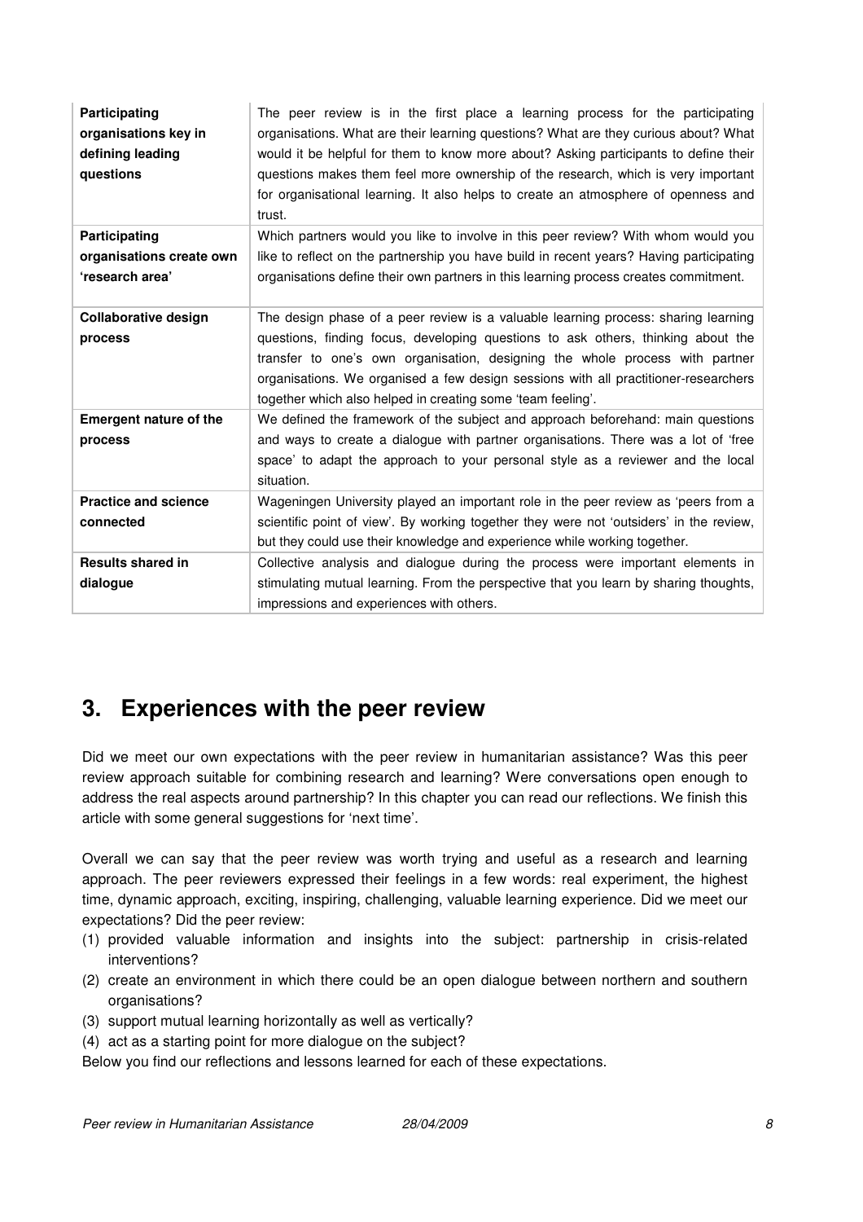| Participating organisations key in defining leading questions | The peer review is in the first place a learning process for the participating organisations. What are their learning questions? What are they curious about? What would it be helpful for them to know more about? Asking participants to define their questions makes them feel more ownership of the research, which is very important for organisational learning. It also helps to create an atmosphere of openness and trust. |
|---|---|
| **Participating organisations create own 'research area'** | Which partners would you like to involve in this peer review? With whom would you like to reflect on the partnership you have build in recent years? Having participating organisations define their own partners in this learning process creates commitment. |
| **Collaborative design process** | The design phase of a peer review is a valuable learning process: sharing learning questions, finding focus, developing questions to ask others, thinking about the transfer to one's own organisation, designing the whole process with partner organisations. We organised a few design sessions with all practitioner-researchers together which also helped in creating some 'team feeling'. |
| **Emergent nature of the process** | We defined the framework of the subject and approach beforehand: main questions and ways to create a dialogue with partner organisations. There was a lot of 'free space' to adapt the approach to your personal style as a reviewer and the local situation. |
| **Practice and science connected** | Wageningen University played an important role in the peer review as 'peers from a scientific point of view'. By working together they were not 'outsiders' in the review, but they could use their knowledge and experience while working together. |
| **Results shared in dialogue** | Collective analysis and dialogue during the process were important elements in stimulating mutual learning. From the perspective that you learn by sharing thoughts, impressions and experiences with others. |

## 3. Experiences with the peer review

Did we meet our own expectations with the peer review in humanitarian assistance? Was this peer review approach suitable for combining research and learning? Were conversations open enough to address the real aspects around partnership? In this chapter you can read our reflections. We finish this article with some general suggestions for 'next time'.

Overall we can say that the peer review was worth trying and useful as a research and learning approach. The peer reviewers expressed their feelings in a few words: real experiment, the highest time, dynamic approach, exciting, inspiring, challenging, valuable learning experience. Did we meet our expectations? Did the peer review:

(1) provided valuable information and insights into the subject: partnership in crisis-related interventions?
(2) create an environment in which there could be an open dialogue between northern and southern organisations?
(3) support mutual learning horizontally as well as vertically?
(4) act as a starting point for more dialogue on the subject?

Below you find our reflections and lessons learned for each of these expectations.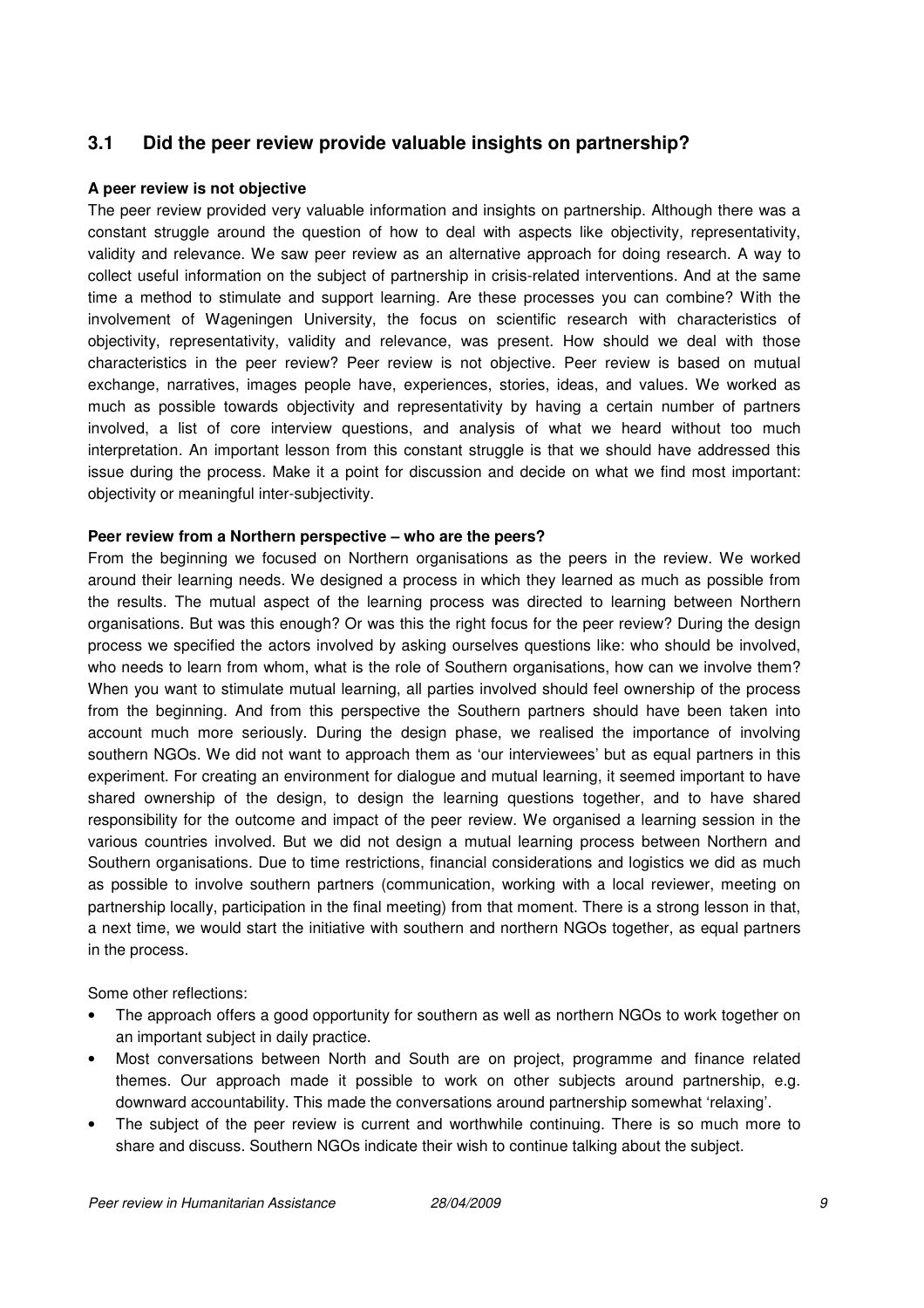## 3.1 Did the peer review provide valuable insights on partnership?

**A peer review is not objective**

The peer review provided very valuable information and insights on partnership. Although there was a constant struggle around the question of how to deal with aspects like objectivity, representativity, validity and relevance. We saw peer review as an alternative approach for doing research. A way to collect useful information on the subject of partnership in crisis-related interventions. And at the same time a method to stimulate and support learning. Are these processes you can combine? With the involvement of Wageningen University, the focus on scientific research with characteristics of objectivity, representativity, validity and relevance, was present. How should we deal with those characteristics in the peer review? Peer review is not objective. Peer review is based on mutual exchange, narratives, images people have, experiences, stories, ideas, and values. We worked as much as possible towards objectivity and representativity by having a certain number of partners involved, a list of core interview questions, and analysis of what we heard without too much interpretation. An important lesson from this constant struggle is that we should have addressed this issue during the process. Make it a point for discussion and decide on what we find most important: objectivity or meaningful inter-subjectivity.

**Peer review from a Northern perspective – who are the peers?**

From the beginning we focused on Northern organisations as the peers in the review. We worked around their learning needs. We designed a process in which they learned as much as possible from the results. The mutual aspect of the learning process was directed to learning between Northern organisations. But was this enough? Or was this the right focus for the peer review? During the design process we specified the actors involved by asking ourselves questions like: who should be involved, who needs to learn from whom, what is the role of Southern organisations, how can we involve them? When you want to stimulate mutual learning, all parties involved should feel ownership of the process from the beginning. And from this perspective the Southern partners should have been taken into account much more seriously. During the design phase, we realised the importance of involving southern NGOs. We did not want to approach them as 'our interviewees' but as equal partners in this experiment. For creating an environment for dialogue and mutual learning, it seemed important to have shared ownership of the design, to design the learning questions together, and to have shared responsibility for the outcome and impact of the peer review. We organised a learning session in the various countries involved. But we did not design a mutual learning process between Northern and Southern organisations. Due to time restrictions, financial considerations and logistics we did as much as possible to involve southern partners (communication, working with a local reviewer, meeting on partnership locally, participation in the final meeting) from that moment. There is a strong lesson in that, a next time, we would start the initiative with southern and northern NGOs together, as equal partners in the process.

Some other reflections:

- The approach offers a good opportunity for southern as well as northern NGOs to work together on an important subject in daily practice.
- Most conversations between North and South are on project, programme and finance related themes. Our approach made it possible to work on other subjects around partnership, e.g. downward accountability. This made the conversations around partnership somewhat 'relaxing'.
- The subject of the peer review is current and worthwhile continuing. There is so much more to share and discuss. Southern NGOs indicate their wish to continue talking about the subject.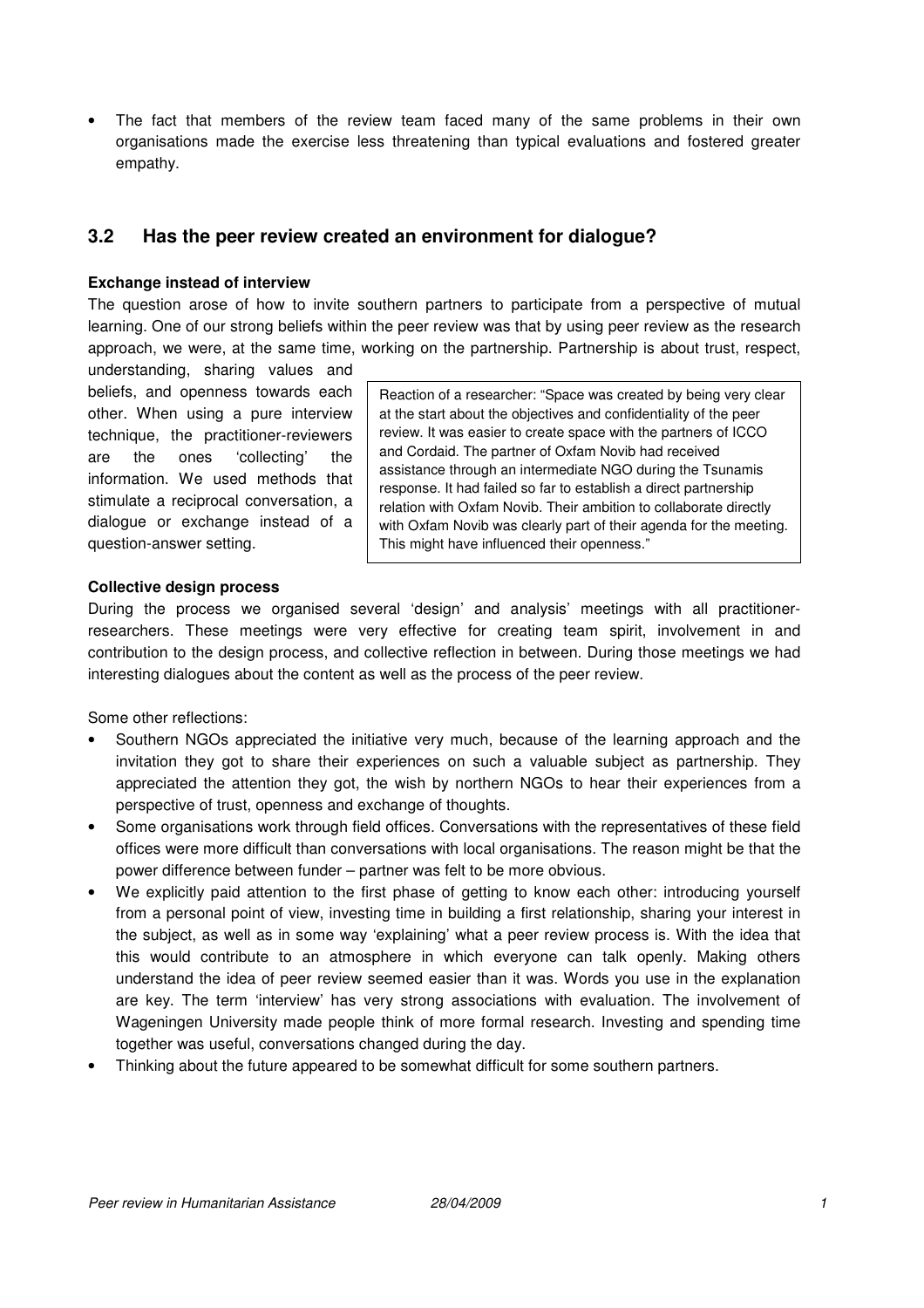- The fact that members of the review team faced many of the same problems in their own organisations made the exercise less threatening than typical evaluations and fostered greater empathy.

## 3.2 Has the peer review created an environment for dialogue?

**Exchange instead of interview**

The question arose of how to invite southern partners to participate from a perspective of mutual learning. One of our strong beliefs within the peer review was that by using peer review as the research approach, we were, at the same time, working on the partnership. Partnership is about trust, respect, understanding, sharing values and beliefs, and openness towards each other. When using a pure interview technique, the practitioner-reviewers are the ones 'collecting' the information. We used methods that stimulate a reciprocal conversation, a dialogue or exchange instead of a question-answer setting.

> Reaction of a researcher: "Space was created by being very clear at the start about the objectives and confidentiality of the peer review. It was easier to create space with the partners of ICCO and Cordaid. The partner of Oxfam Novib had received assistance through an intermediate NGO during the Tsunamis response. It had failed so far to establish a direct partnership relation with Oxfam Novib. Their ambition to collaborate directly with Oxfam Novib was clearly part of their agenda for the meeting. This might have influenced their openness."

**Collective design process**

During the process we organised several 'design' and analysis' meetings with all practitioner-researchers. These meetings were very effective for creating team spirit, involvement in and contribution to the design process, and collective reflection in between. During those meetings we had interesting dialogues about the content as well as the process of the peer review.

Some other reflections:

- Southern NGOs appreciated the initiative very much, because of the learning approach and the invitation they got to share their experiences on such a valuable subject as partnership. They appreciated the attention they got, the wish by northern NGOs to hear their experiences from a perspective of trust, openness and exchange of thoughts.
- Some organisations work through field offices. Conversations with the representatives of these field offices were more difficult than conversations with local organisations. The reason might be that the power difference between funder – partner was felt to be more obvious.
- We explicitly paid attention to the first phase of getting to know each other: introducing yourself from a personal point of view, investing time in building a first relationship, sharing your interest in the subject, as well as in some way 'explaining' what a peer review process is. With the idea that this would contribute to an atmosphere in which everyone can talk openly. Making others understand the idea of peer review seemed easier than it was. Words you use in the explanation are key. The term 'interview' has very strong associations with evaluation. The involvement of Wageningen University made people think of more formal research. Investing and spending time together was useful, conversations changed during the day.
- Thinking about the future appeared to be somewhat difficult for some southern partners.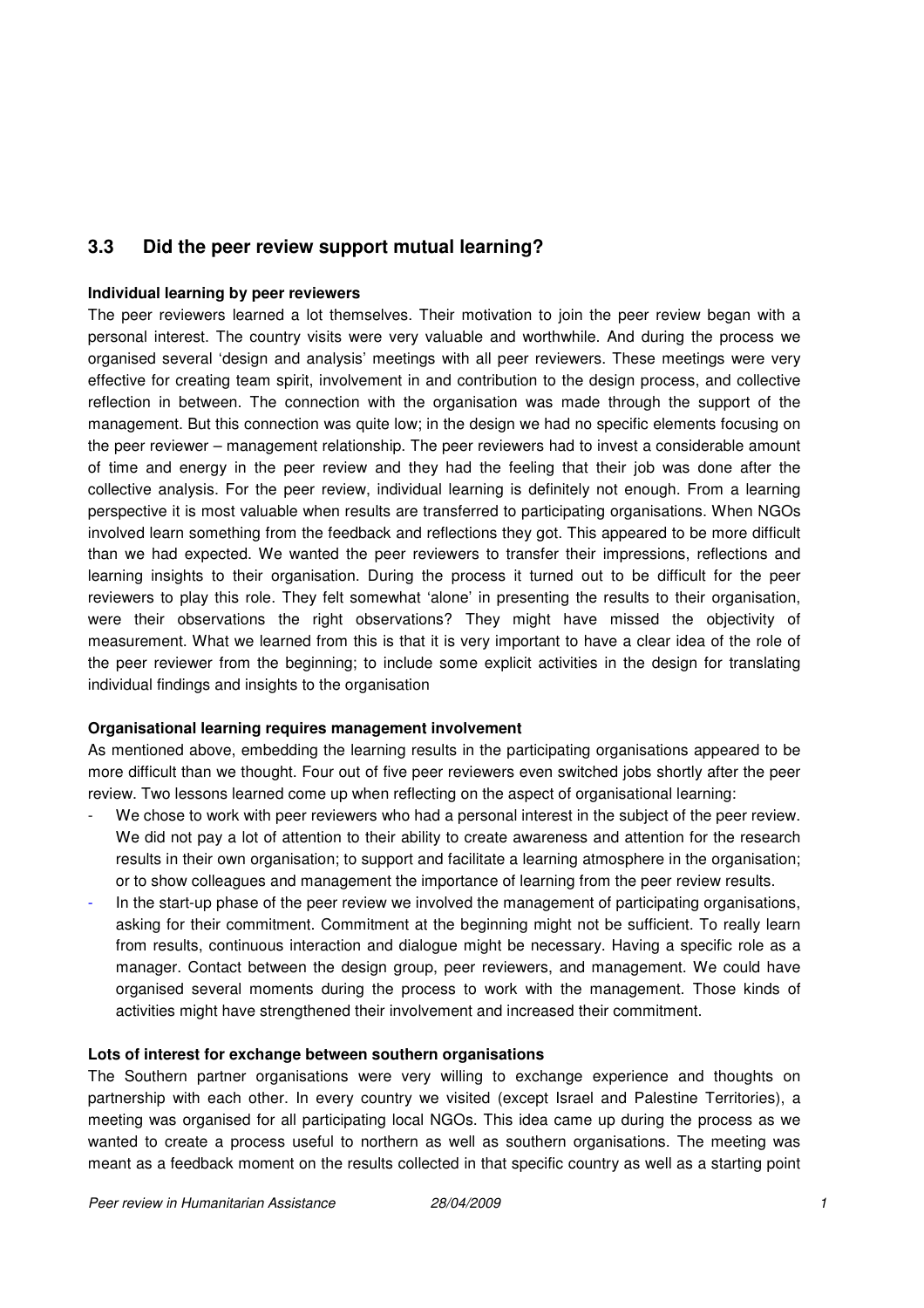## 3.3 Did the peer review support mutual learning?

**Individual learning by peer reviewers**

The peer reviewers learned a lot themselves. Their motivation to join the peer review began with a personal interest. The country visits were very valuable and worthwhile. And during the process we organised several 'design and analysis' meetings with all peer reviewers. These meetings were very effective for creating team spirit, involvement in and contribution to the design process, and collective reflection in between. The connection with the organisation was made through the support of the management. But this connection was quite low; in the design we had no specific elements focusing on the peer reviewer – management relationship. The peer reviewers had to invest a considerable amount of time and energy in the peer review and they had the feeling that their job was done after the collective analysis. For the peer review, individual learning is definitely not enough. From a learning perspective it is most valuable when results are transferred to participating organisations. When NGOs involved learn something from the feedback and reflections they got. This appeared to be more difficult than we had expected. We wanted the peer reviewers to transfer their impressions, reflections and learning insights to their organisation. During the process it turned out to be difficult for the peer reviewers to play this role. They felt somewhat 'alone' in presenting the results to their organisation, were their observations the right observations? They might have missed the objectivity of measurement. What we learned from this is that it is very important to have a clear idea of the role of the peer reviewer from the beginning; to include some explicit activities in the design for translating individual findings and insights to the organisation

**Organisational learning requires management involvement**

As mentioned above, embedding the learning results in the participating organisations appeared to be more difficult than we thought. Four out of five peer reviewers even switched jobs shortly after the peer review. Two lessons learned come up when reflecting on the aspect of organisational learning:

- We chose to work with peer reviewers who had a personal interest in the subject of the peer review. We did not pay a lot of attention to their ability to create awareness and attention for the research results in their own organisation; to support and facilitate a learning atmosphere in the organisation; or to show colleagues and management the importance of learning from the peer review results.
- In the start-up phase of the peer review we involved the management of participating organisations, asking for their commitment. Commitment at the beginning might not be sufficient. To really learn from results, continuous interaction and dialogue might be necessary. Having a specific role as a manager. Contact between the design group, peer reviewers, and management. We could have organised several moments during the process to work with the management. Those kinds of activities might have strengthened their involvement and increased their commitment.

**Lots of interest for exchange between southern organisations**

The Southern partner organisations were very willing to exchange experience and thoughts on partnership with each other. In every country we visited (except Israel and Palestine Territories), a meeting was organised for all participating local NGOs. This idea came up during the process as we wanted to create a process useful to northern as well as southern organisations. The meeting was meant as a feedback moment on the results collected in that specific country as well as a starting point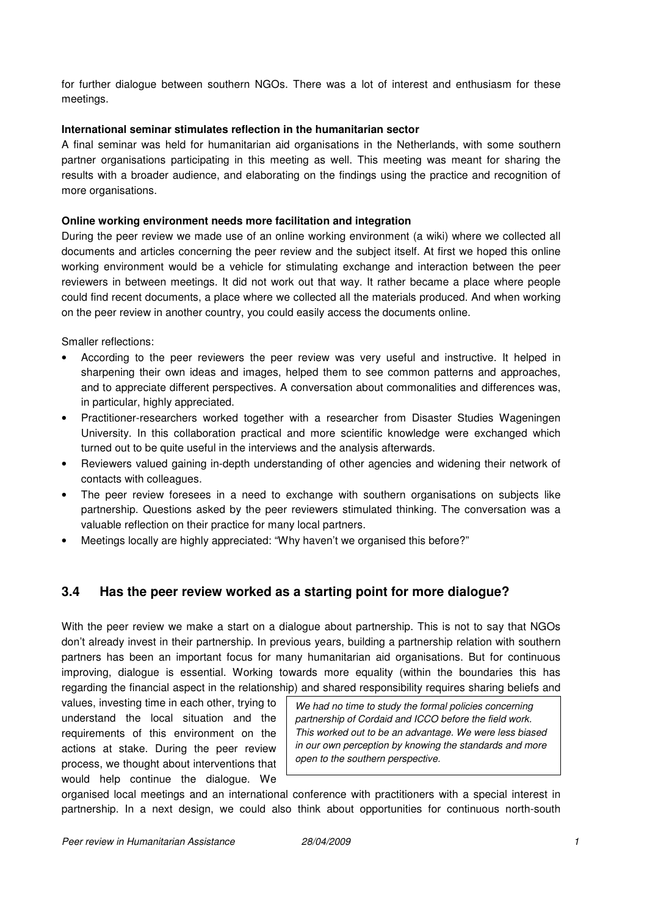for further dialogue between southern NGOs. There was a lot of interest and enthusiasm for these meetings.

**International seminar stimulates reflection in the humanitarian sector**

A final seminar was held for humanitarian aid organisations in the Netherlands, with some southern partner organisations participating in this meeting as well. This meeting was meant for sharing the results with a broader audience, and elaborating on the findings using the practice and recognition of more organisations.

**Online working environment needs more facilitation and integration**

During the peer review we made use of an online working environment (a wiki) where we collected all documents and articles concerning the peer review and the subject itself. At first we hoped this online working environment would be a vehicle for stimulating exchange and interaction between the peer reviewers in between meetings. It did not work out that way. It rather became a place where people could find recent documents, a place where we collected all the materials produced. And when working on the peer review in another country, you could easily access the documents online.

Smaller reflections:

- According to the peer reviewers the peer review was very useful and instructive. It helped in sharpening their own ideas and images, helped them to see common patterns and approaches, and to appreciate different perspectives. A conversation about commonalities and differences was, in particular, highly appreciated.
- Practitioner-researchers worked together with a researcher from Disaster Studies Wageningen University. In this collaboration practical and more scientific knowledge were exchanged which turned out to be quite useful in the interviews and the analysis afterwards.
- Reviewers valued gaining in-depth understanding of other agencies and widening their network of contacts with colleagues.
- The peer review foresees in a need to exchange with southern organisations on subjects like partnership. Questions asked by the peer reviewers stimulated thinking. The conversation was a valuable reflection on their practice for many local partners.
- Meetings locally are highly appreciated: "Why haven't we organised this before?"

## 3.4 Has the peer review worked as a starting point for more dialogue?

With the peer review we make a start on a dialogue about partnership. This is not to say that NGOs don't already invest in their partnership. In previous years, building a partnership relation with southern partners has been an important focus for many humanitarian aid organisations. But for continuous improving, dialogue is essential. Working towards more equality (within the boundaries this has regarding the financial aspect in the relationship) and shared responsibility requires sharing beliefs and values, investing time in each other, trying to understand the local situation and the requirements of this environment on the actions at stake. During the peer review process, we thought about interventions that would help continue the dialogue. We organised local meetings and an international conference with practitioners with a special interest in partnership. In a next design, we could also think about opportunities for continuous north-south

> *We had no time to study the formal policies concerning partnership of Cordaid and ICCO before the field work. This worked out to be an advantage. We were less biased in our own perception by knowing the standards and more open to the southern perspective.*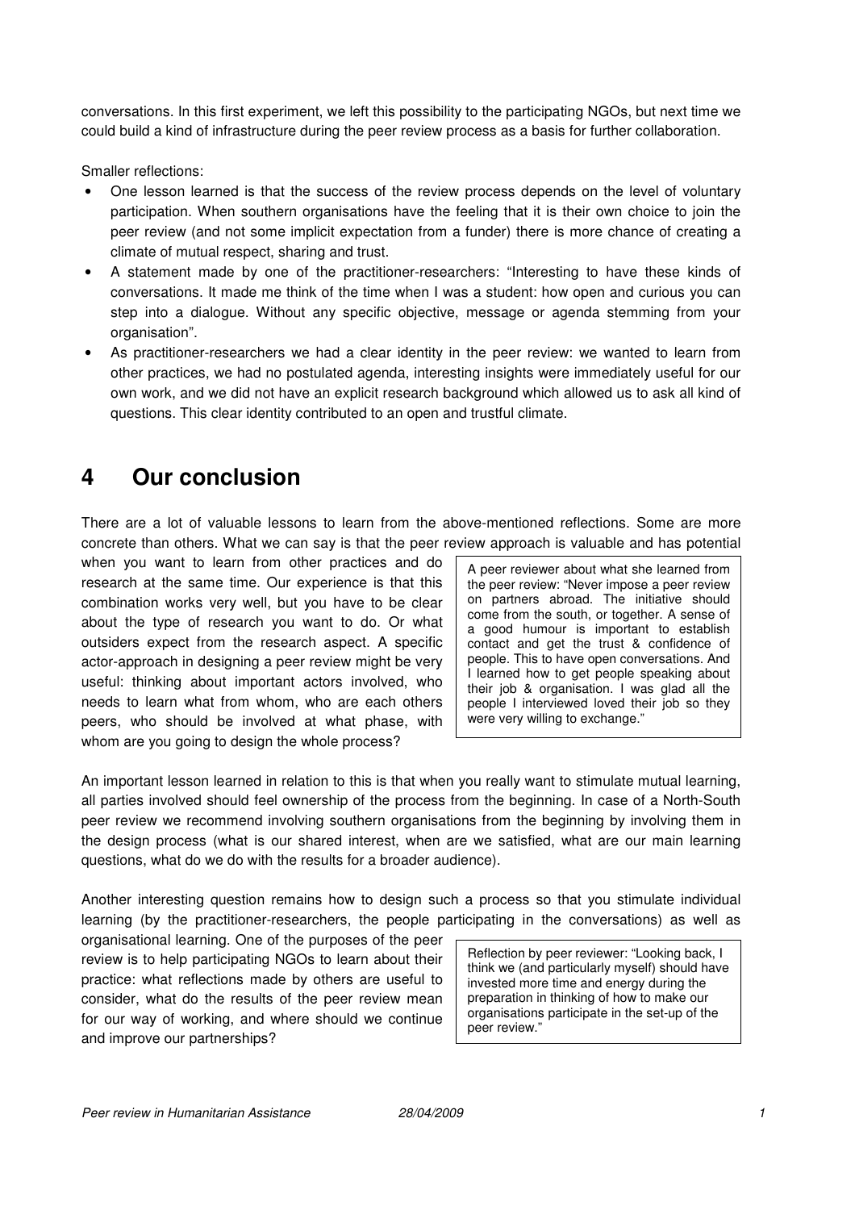conversations. In this first experiment, we left this possibility to the participating NGOs, but next time we could build a kind of infrastructure during the peer review process as a basis for further collaboration.

Smaller reflections:

- One lesson learned is that the success of the review process depends on the level of voluntary participation. When southern organisations have the feeling that it is their own choice to join the peer review (and not some implicit expectation from a funder) there is more chance of creating a climate of mutual respect, sharing and trust.
- A statement made by one of the practitioner-researchers: "Interesting to have these kinds of conversations. It made me think of the time when I was a student: how open and curious you can step into a dialogue. Without any specific objective, message or agenda stemming from your organisation".
- As practitioner-researchers we had a clear identity in the peer review: we wanted to learn from other practices, we had no postulated agenda, interesting insights were immediately useful for our own work, and we did not have an explicit research background which allowed us to ask all kind of questions. This clear identity contributed to an open and trustful climate.

# 4 Our conclusion

There are a lot of valuable lessons to learn from the above-mentioned reflections. Some are more concrete than others. What we can say is that the peer review approach is valuable and has potential when you want to learn from other practices and do research at the same time. Our experience is that this combination works very well, but you have to be clear about the type of research you want to do. Or what outsiders expect from the research aspect. A specific actor-approach in designing a peer review might be very useful: thinking about important actors involved, who needs to learn what from whom, who are each others peers, who should be involved at what phase, with whom are you going to design the whole process?

> A peer reviewer about what she learned from the peer review: "Never impose a peer review on partners abroad. The initiative should come from the south, or together. A sense of a good humour is important to establish contact and get the trust & confidence of people. This to have open conversations. And I learned how to get people speaking about their job & organisation. I was glad all the people I interviewed loved their job so they were very willing to exchange."

An important lesson learned in relation to this is that when you really want to stimulate mutual learning, all parties involved should feel ownership of the process from the beginning. In case of a North-South peer review we recommend involving southern organisations from the beginning by involving them in the design process (what is our shared interest, when are we satisfied, what are our main learning questions, what do we do with the results for a broader audience).

Another interesting question remains how to design such a process so that you stimulate individual learning (by the practitioner-researchers, the people participating in the conversations) as well as organisational learning. One of the purposes of the peer review is to help participating NGOs to learn about their practice: what reflections made by others are useful to consider, what do the results of the peer review mean for our way of working, and where should we continue and improve our partnerships?

> Reflection by peer reviewer: "Looking back, I think we (and particularly myself) should have invested more time and energy during the preparation in thinking of how to make our organisations participate in the set-up of the peer review."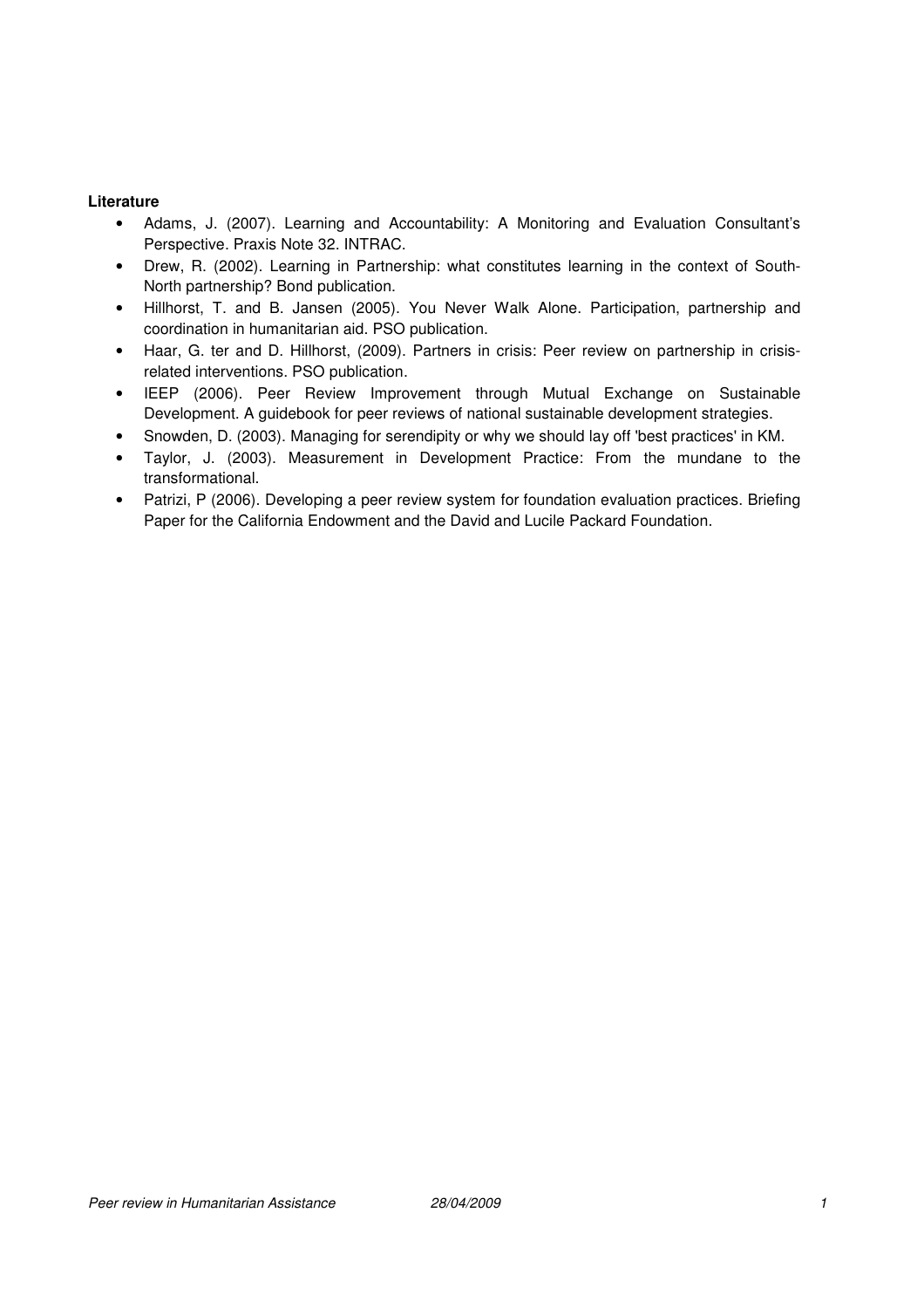**Literature**

- Adams, J. (2007). Learning and Accountability: A Monitoring and Evaluation Consultant's Perspective. Praxis Note 32. INTRAC.
- Drew, R. (2002). Learning in Partnership: what constitutes learning in the context of South-North partnership? Bond publication.
- Hillhorst, T. and B. Jansen (2005). You Never Walk Alone. Participation, partnership and coordination in humanitarian aid. PSO publication.
- Haar, G. ter and D. Hillhorst, (2009). Partners in crisis: Peer review on partnership in crisis-related interventions. PSO publication.
- IEEP (2006). Peer Review Improvement through Mutual Exchange on Sustainable Development. A guidebook for peer reviews of national sustainable development strategies.
- Snowden, D. (2003). Managing for serendipity or why we should lay off 'best practices' in KM.
- Taylor, J. (2003). Measurement in Development Practice: From the mundane to the transformational.
- Patrizi, P (2006). Developing a peer review system for foundation evaluation practices. Briefing Paper for the California Endowment and the David and Lucile Packard Foundation.